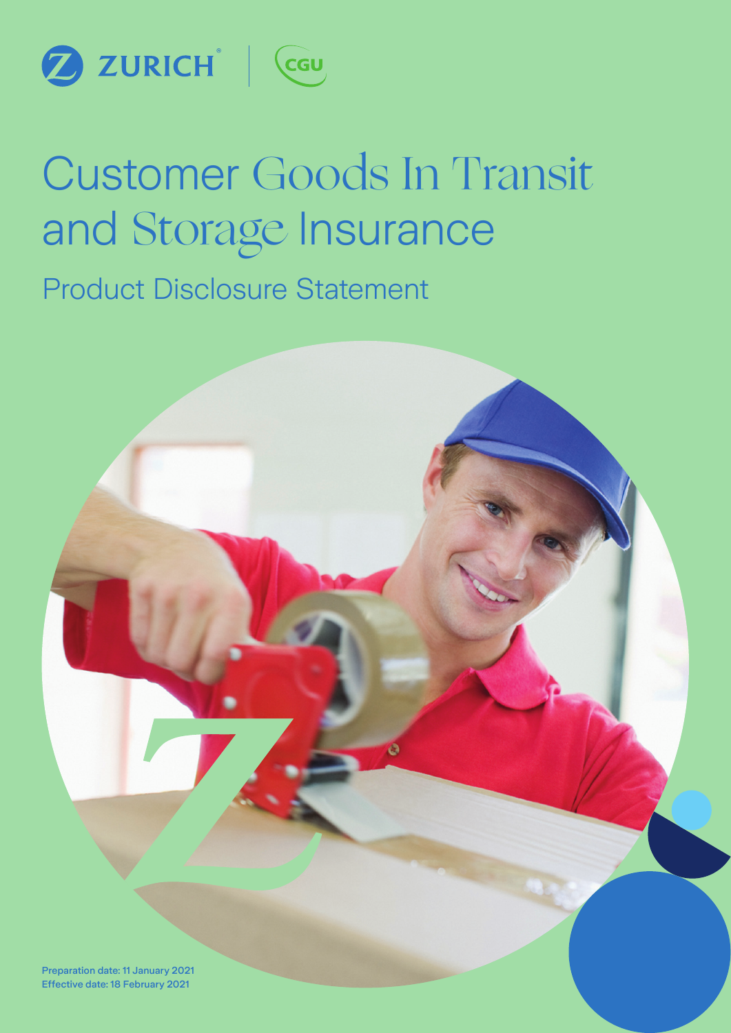ZURICH | CGU

# Customer Goods In Transit and Storage Insurance

## Product Disclosure Statement

Preparation date: 11 January 2021
Effective date: 18 February 2021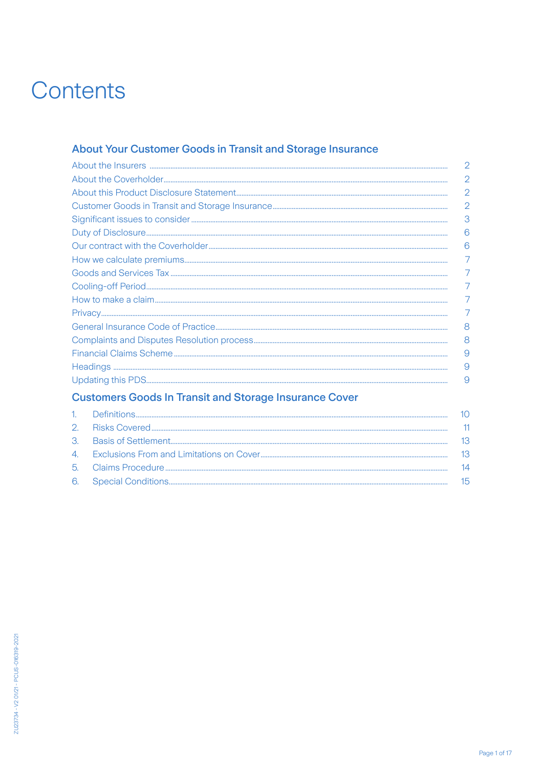# Contents

## About Your Customer Goods in Transit and Storage Insurance

| | |
|---|---|
| About the Insurers | 2 |
| About the Coverholder | 2 |
| About this Product Disclosure Statement | 2 |
| Customer Goods in Transit and Storage Insurance | 2 |
| Significant issues to consider | 3 |
| Duty of Disclosure | 6 |
| Our contract with the Coverholder | 6 |
| How we calculate premiums | 7 |
| Goods and Services Tax | 7 |
| Cooling-off Period | 7 |
| How to make a claim | 7 |
| Privacy | 7 |
| General Insurance Code of Practice | 8 |
| Complaints and Disputes Resolution process | 8 |
| Financial Claims Scheme | 9 |
| Headings | 9 |
| Updating this PDS | 9 |

## Customers Goods In Transit and Storage Insurance Cover

| | | |
|---|---|---|
| 1. | Definitions | 10 |
| 2. | Risks Covered | 11 |
| 3. | Basis of Settlement | 13 |
| 4. | Exclusions From and Limitations on Cover | 13 |
| 5. | Claims Procedure | 14 |
| 6. | Special Conditions | 15 |

ZU23734 - V2 01/21 - PCUS-016319-2021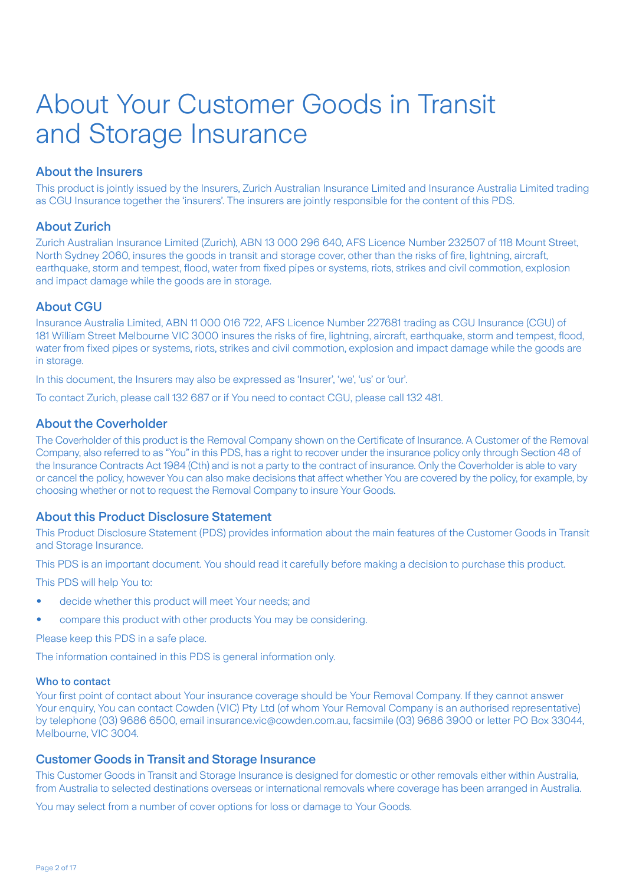# About Your Customer Goods in Transit and Storage Insurance

## About the Insurers

This product is jointly issued by the Insurers, Zurich Australian Insurance Limited and Insurance Australia Limited trading as CGU Insurance together the 'insurers'. The insurers are jointly responsible for the content of this PDS.

## About Zurich

Zurich Australian Insurance Limited (Zurich), ABN 13 000 296 640, AFS Licence Number 232507 of 118 Mount Street, North Sydney 2060, insures the goods in transit and storage cover, other than the risks of fire, lightning, aircraft, earthquake, storm and tempest, flood, water from fixed pipes or systems, riots, strikes and civil commotion, explosion and impact damage while the goods are in storage.

## About CGU

Insurance Australia Limited, ABN 11 000 016 722, AFS Licence Number 227681 trading as CGU Insurance (CGU) of 181 William Street Melbourne VIC 3000 insures the risks of fire, lightning, aircraft, earthquake, storm and tempest, flood, water from fixed pipes or systems, riots, strikes and civil commotion, explosion and impact damage while the goods are in storage.

In this document, the Insurers may also be expressed as 'Insurer', 'we', 'us' or 'our'.

To contact Zurich, please call 132 687 or if You need to contact CGU, please call 132 481.

## About the Coverholder

The Coverholder of this product is the Removal Company shown on the Certificate of Insurance. A Customer of the Removal Company, also referred to as "You" in this PDS, has a right to recover under the insurance policy only through Section 48 of the Insurance Contracts Act 1984 (Cth) and is not a party to the contract of insurance. Only the Coverholder is able to vary or cancel the policy, however You can also make decisions that affect whether You are covered by the policy, for example, by choosing whether or not to request the Removal Company to insure Your Goods.

## About this Product Disclosure Statement

This Product Disclosure Statement (PDS) provides information about the main features of the Customer Goods in Transit and Storage Insurance.

This PDS is an important document. You should read it carefully before making a decision to purchase this product.

This PDS will help You to:

- decide whether this product will meet Your needs; and
- compare this product with other products You may be considering.

Please keep this PDS in a safe place.

The information contained in this PDS is general information only.

### Who to contact

Your first point of contact about Your insurance coverage should be Your Removal Company. If they cannot answer Your enquiry, You can contact Cowden (VIC) Pty Ltd (of whom Your Removal Company is an authorised representative) by telephone (03) 9686 6500, email insurance.vic@cowden.com.au, facsimile (03) 9686 3900 or letter PO Box 33044, Melbourne, VIC 3004.

## Customer Goods in Transit and Storage Insurance

This Customer Goods in Transit and Storage Insurance is designed for domestic or other removals either within Australia, from Australia to selected destinations overseas or international removals where coverage has been arranged in Australia.

You may select from a number of cover options for loss or damage to Your Goods.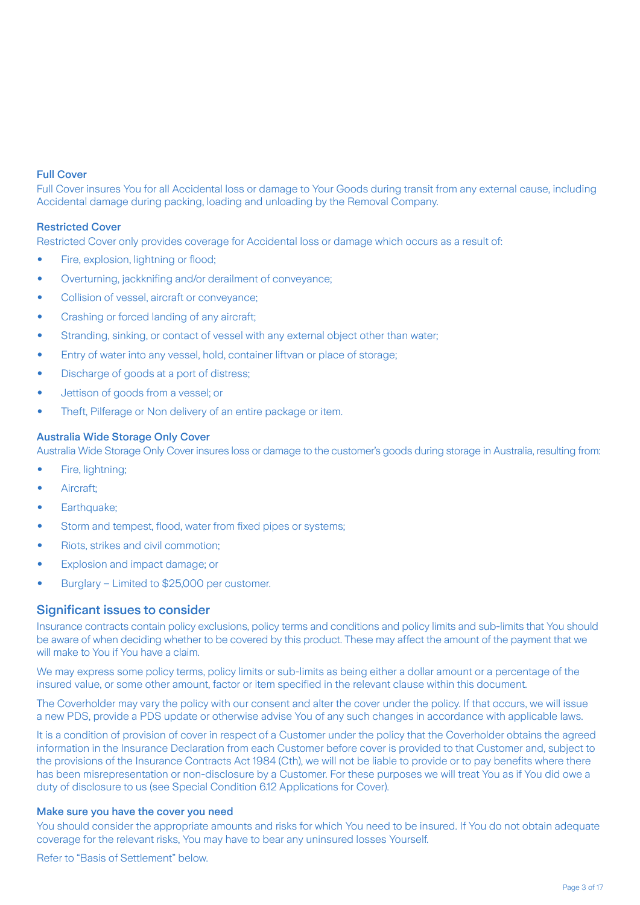### Full Cover

Full Cover insures You for all Accidental loss or damage to Your Goods during transit from any external cause, including Accidental damage during packing, loading and unloading by the Removal Company.

### Restricted Cover

Restricted Cover only provides coverage for Accidental loss or damage which occurs as a result of:

- Fire, explosion, lightning or flood;
- Overturning, jackknifing and/or derailment of conveyance;
- Collision of vessel, aircraft or conveyance;
- Crashing or forced landing of any aircraft;
- Stranding, sinking, or contact of vessel with any external object other than water;
- Entry of water into any vessel, hold, container liftvan or place of storage;
- Discharge of goods at a port of distress;
- Jettison of goods from a vessel; or
- Theft, Pilferage or Non delivery of an entire package or item.

### Australia Wide Storage Only Cover

Australia Wide Storage Only Cover insures loss or damage to the customer's goods during storage in Australia, resulting from:

- Fire, lightning;
- Aircraft;
- Earthquake;
- Storm and tempest, flood, water from fixed pipes or systems;
- Riots, strikes and civil commotion;
- Explosion and impact damage; or
- Burglary – Limited to $25,000 per customer.

## Significant issues to consider

Insurance contracts contain policy exclusions, policy terms and conditions and policy limits and sub-limits that You should be aware of when deciding whether to be covered by this product. These may affect the amount of the payment that we will make to You if You have a claim.

We may express some policy terms, policy limits or sub-limits as being either a dollar amount or a percentage of the insured value, or some other amount, factor or item specified in the relevant clause within this document.

The Coverholder may vary the policy with our consent and alter the cover under the policy. If that occurs, we will issue a new PDS, provide a PDS update or otherwise advise You of any such changes in accordance with applicable laws.

It is a condition of provision of cover in respect of a Customer under the policy that the Coverholder obtains the agreed information in the Insurance Declaration from each Customer before cover is provided to that Customer and, subject to the provisions of the Insurance Contracts Act 1984 (Cth), we will not be liable to provide or to pay benefits where there has been misrepresentation or non-disclosure by a Customer. For these purposes we will treat You as if You did owe a duty of disclosure to us (see Special Condition 6.12 Applications for Cover).

### Make sure you have the cover you need

You should consider the appropriate amounts and risks for which You need to be insured. If You do not obtain adequate coverage for the relevant risks, You may have to bear any uninsured losses Yourself.

Refer to "Basis of Settlement" below.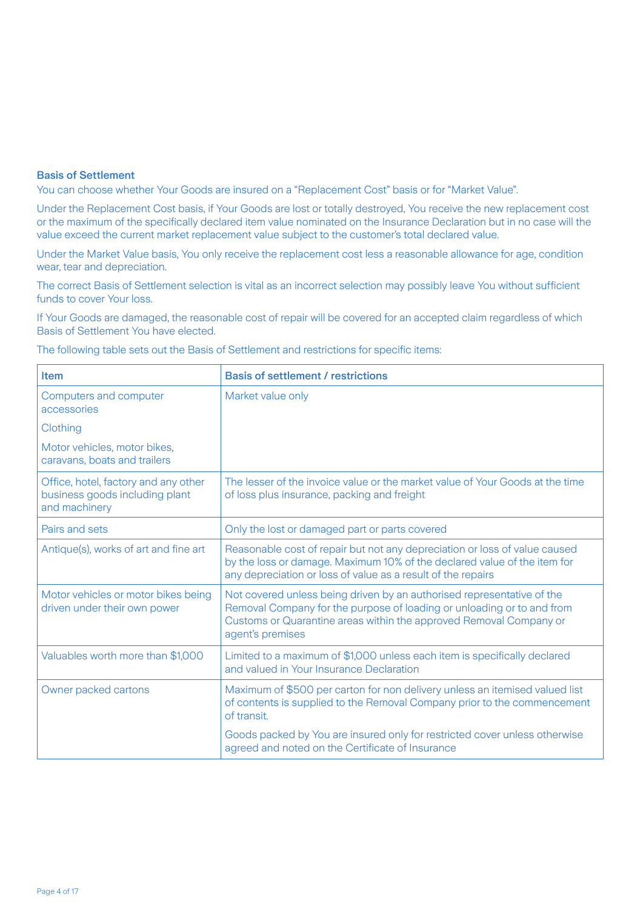## Basis of Settlement

You can choose whether Your Goods are insured on a "Replacement Cost" basis or for "Market Value".

Under the Replacement Cost basis, if Your Goods are lost or totally destroyed, You receive the new replacement cost or the maximum of the specifically declared item value nominated on the Insurance Declaration but in no case will the value exceed the current market replacement value subject to the customer's total declared value.

Under the Market Value basis, You only receive the replacement cost less a reasonable allowance for age, condition wear, tear and depreciation.

The correct Basis of Settlement selection is vital as an incorrect selection may possibly leave You without sufficient funds to cover Your loss.

If Your Goods are damaged, the reasonable cost of repair will be covered for an accepted claim regardless of which Basis of Settlement You have elected.

The following table sets out the Basis of Settlement and restrictions for specific items:

| Item | Basis of settlement / restrictions |
|---|---|
| Computers and computer accessories<br>Clothing<br>Motor vehicles, motor bikes, caravans, boats and trailers | Market value only |
| Office, hotel, factory and any other business goods including plant and machinery | The lesser of the invoice value or the market value of Your Goods at the time of loss plus insurance, packing and freight |
| Pairs and sets | Only the lost or damaged part or parts covered |
| Antique(s), works of art and fine art | Reasonable cost of repair but not any depreciation or loss of value caused by the loss or damage. Maximum 10% of the declared value of the item for any depreciation or loss of value as a result of the repairs |
| Motor vehicles or motor bikes being driven under their own power | Not covered unless being driven by an authorised representative of the Removal Company for the purpose of loading or unloading or to and from Customs or Quarantine areas within the approved Removal Company or agent's premises |
| Valuables worth more than $1,000 | Limited to a maximum of $1,000 unless each item is specifically declared and valued in Your Insurance Declaration |
| Owner packed cartons | Maximum of $500 per carton for non delivery unless an itemised valued list of contents is supplied to the Removal Company prior to the commencement of transit.<br>Goods packed by You are insured only for restricted cover unless otherwise agreed and noted on the Certificate of Insurance |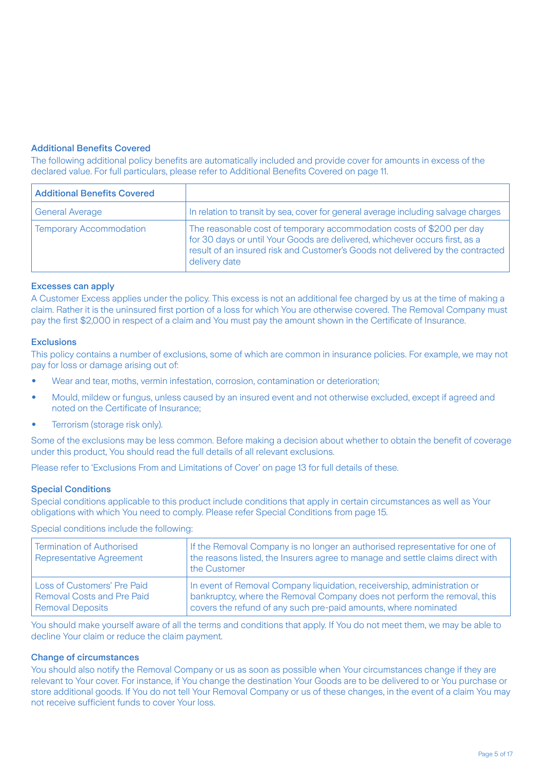### Additional Benefits Covered

The following additional policy benefits are automatically included and provide cover for amounts in excess of the declared value. For full particulars, please refer to Additional Benefits Covered on page 11.

| Additional Benefits Covered | |
|---|---|
| General Average | In relation to transit by sea, cover for general average including salvage charges |
| Temporary Accommodation | The reasonable cost of temporary accommodation costs of $200 per day for 30 days or until Your Goods are delivered, whichever occurs first, as a result of an insured risk and Customer's Goods not delivered by the contracted delivery date |

### Excesses can apply

A Customer Excess applies under the policy. This excess is not an additional fee charged by us at the time of making a claim. Rather it is the uninsured first portion of a loss for which You are otherwise covered. The Removal Company must pay the first $2,000 in respect of a claim and You must pay the amount shown in the Certificate of Insurance.

### Exclusions

This policy contains a number of exclusions, some of which are common in insurance policies. For example, we may not pay for loss or damage arising out of:

- Wear and tear, moths, vermin infestation, corrosion, contamination or deterioration;
- Mould, mildew or fungus, unless caused by an insured event and not otherwise excluded, except if agreed and noted on the Certificate of Insurance;
- Terrorism (storage risk only).

Some of the exclusions may be less common. Before making a decision about whether to obtain the benefit of coverage under this product, You should read the full details of all relevant exclusions.

Please refer to 'Exclusions From and Limitations of Cover' on page 13 for full details of these.

### Special Conditions

Special conditions applicable to this product include conditions that apply in certain circumstances as well as Your obligations with which You need to comply. Please refer Special Conditions from page 15.

Special conditions include the following:

| | |
|---|---|
| Termination of Authorised Representative Agreement | If the Removal Company is no longer an authorised representative for one of the reasons listed, the Insurers agree to manage and settle claims direct with the Customer |
| Loss of Customers' Pre Paid Removal Costs and Pre Paid Removal Deposits | In event of Removal Company liquidation, receivership, administration or bankruptcy, where the Removal Company does not perform the removal, this covers the refund of any such pre-paid amounts, where nominated |

You should make yourself aware of all the terms and conditions that apply. If You do not meet them, we may be able to decline Your claim or reduce the claim payment.

### Change of circumstances

You should also notify the Removal Company or us as soon as possible when Your circumstances change if they are relevant to Your cover. For instance, if You change the destination Your Goods are to be delivered to or You purchase or store additional goods. If You do not tell Your Removal Company or us of these changes, in the event of a claim You may not receive sufficient funds to cover Your loss.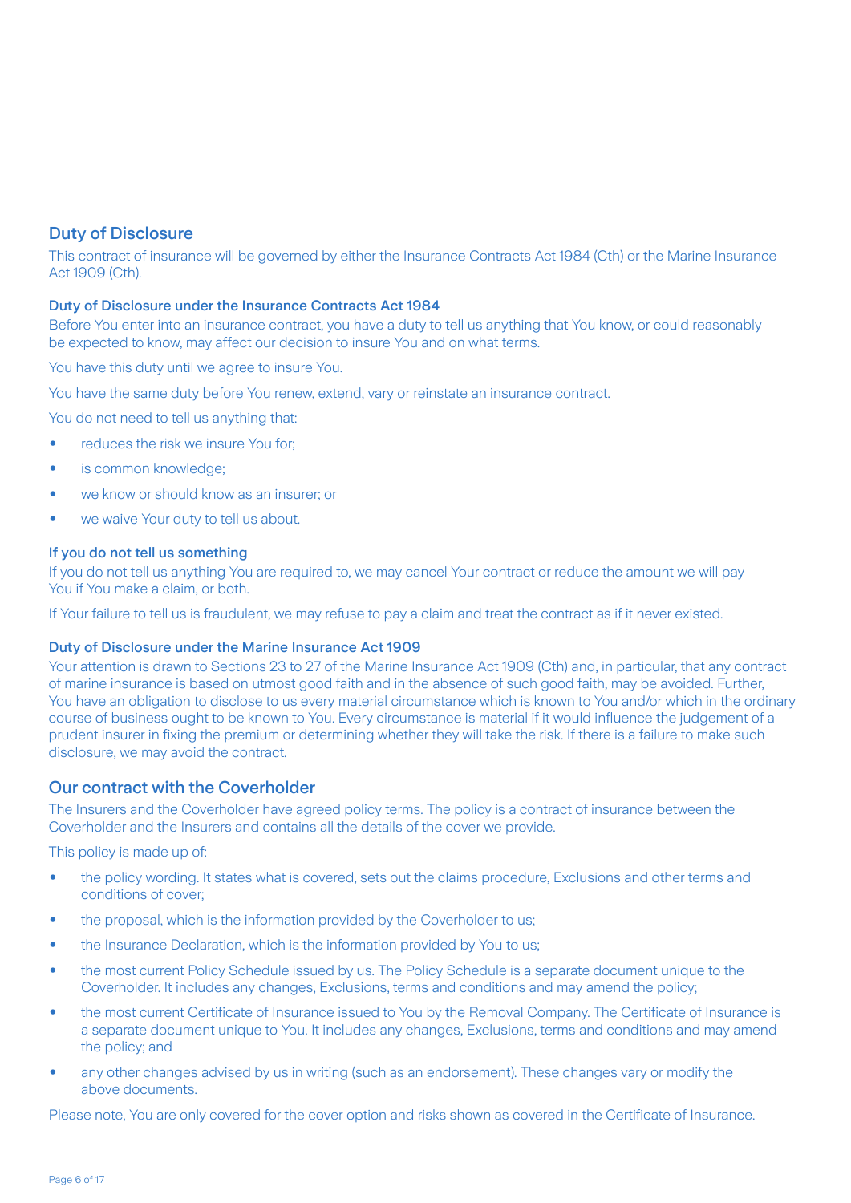## Duty of Disclosure

This contract of insurance will be governed by either the Insurance Contracts Act 1984 (Cth) or the Marine Insurance Act 1909 (Cth).

### Duty of Disclosure under the Insurance Contracts Act 1984

Before You enter into an insurance contract, you have a duty to tell us anything that You know, or could reasonably be expected to know, may affect our decision to insure You and on what terms.

You have this duty until we agree to insure You.

You have the same duty before You renew, extend, vary or reinstate an insurance contract.

You do not need to tell us anything that:

- reduces the risk we insure You for;
- is common knowledge;
- we know or should know as an insurer; or
- we waive Your duty to tell us about.

### If you do not tell us something

If you do not tell us anything You are required to, we may cancel Your contract or reduce the amount we will pay You if You make a claim, or both.

If Your failure to tell us is fraudulent, we may refuse to pay a claim and treat the contract as if it never existed.

### Duty of Disclosure under the Marine Insurance Act 1909

Your attention is drawn to Sections 23 to 27 of the Marine Insurance Act 1909 (Cth) and, in particular, that any contract of marine insurance is based on utmost good faith and in the absence of such good faith, may be avoided. Further, You have an obligation to disclose to us every material circumstance which is known to You and/or which in the ordinary course of business ought to be known to You. Every circumstance is material if it would influence the judgement of a prudent insurer in fixing the premium or determining whether they will take the risk. If there is a failure to make such disclosure, we may avoid the contract.

## Our contract with the Coverholder

The Insurers and the Coverholder have agreed policy terms. The policy is a contract of insurance between the Coverholder and the Insurers and contains all the details of the cover we provide.

This policy is made up of:

- the policy wording. It states what is covered, sets out the claims procedure, Exclusions and other terms and conditions of cover;
- the proposal, which is the information provided by the Coverholder to us;
- the Insurance Declaration, which is the information provided by You to us;
- the most current Policy Schedule issued by us. The Policy Schedule is a separate document unique to the Coverholder. It includes any changes, Exclusions, terms and conditions and may amend the policy;
- the most current Certificate of Insurance issued to You by the Removal Company. The Certificate of Insurance is a separate document unique to You. It includes any changes, Exclusions, terms and conditions and may amend the policy; and
- any other changes advised by us in writing (such as an endorsement). These changes vary or modify the above documents.

Please note, You are only covered for the cover option and risks shown as covered in the Certificate of Insurance.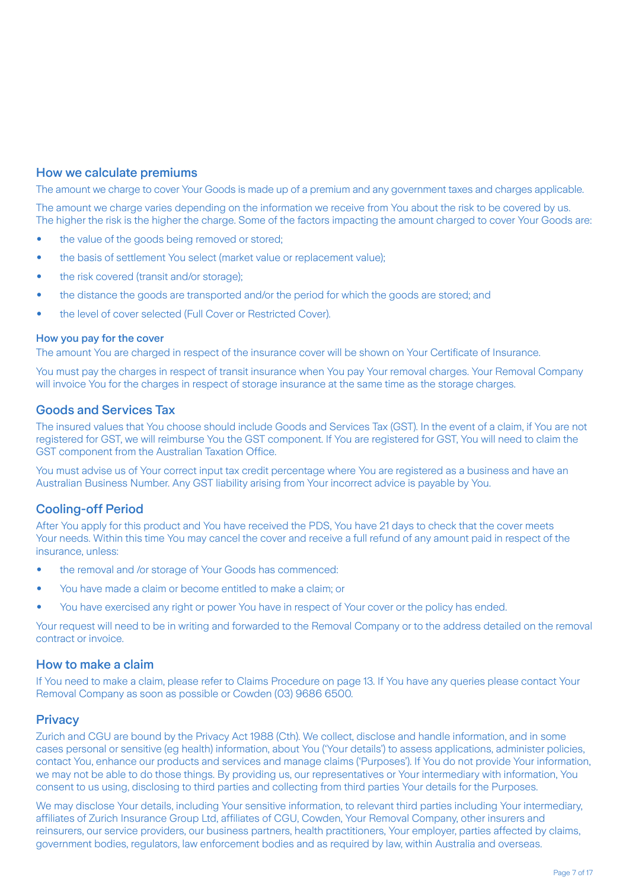## How we calculate premiums

The amount we charge to cover Your Goods is made up of a premium and any government taxes and charges applicable.

The amount we charge varies depending on the information we receive from You about the risk to be covered by us. The higher the risk is the higher the charge. Some of the factors impacting the amount charged to cover Your Goods are:

- the value of the goods being removed or stored;
- the basis of settlement You select (market value or replacement value);
- the risk covered (transit and/or storage);
- the distance the goods are transported and/or the period for which the goods are stored; and
- the level of cover selected (Full Cover or Restricted Cover).

### How you pay for the cover

The amount You are charged in respect of the insurance cover will be shown on Your Certificate of Insurance.

You must pay the charges in respect of transit insurance when You pay Your removal charges. Your Removal Company will invoice You for the charges in respect of storage insurance at the same time as the storage charges.

## Goods and Services Tax

The insured values that You choose should include Goods and Services Tax (GST). In the event of a claim, if You are not registered for GST, we will reimburse You the GST component. If You are registered for GST, You will need to claim the GST component from the Australian Taxation Office.

You must advise us of Your correct input tax credit percentage where You are registered as a business and have an Australian Business Number. Any GST liability arising from Your incorrect advice is payable by You.

## Cooling-off Period

After You apply for this product and You have received the PDS, You have 21 days to check that the cover meets Your needs. Within this time You may cancel the cover and receive a full refund of any amount paid in respect of the insurance, unless:

- the removal and /or storage of Your Goods has commenced:
- You have made a claim or become entitled to make a claim; or
- You have exercised any right or power You have in respect of Your cover or the policy has ended.

Your request will need to be in writing and forwarded to the Removal Company or to the address detailed on the removal contract or invoice.

## How to make a claim

If You need to make a claim, please refer to Claims Procedure on page 13. If You have any queries please contact Your Removal Company as soon as possible or Cowden (03) 9686 6500.

## Privacy

Zurich and CGU are bound by the Privacy Act 1988 (Cth). We collect, disclose and handle information, and in some cases personal or sensitive (eg health) information, about You ('Your details') to assess applications, administer policies, contact You, enhance our products and services and manage claims ('Purposes'). If You do not provide Your information, we may not be able to do those things. By providing us, our representatives or Your intermediary with information, You consent to us using, disclosing to third parties and collecting from third parties Your details for the Purposes.

We may disclose Your details, including Your sensitive information, to relevant third parties including Your intermediary, affiliates of Zurich Insurance Group Ltd, affiliates of CGU, Cowden, Your Removal Company, other insurers and reinsurers, our service providers, our business partners, health practitioners, Your employer, parties affected by claims, government bodies, regulators, law enforcement bodies and as required by law, within Australia and overseas.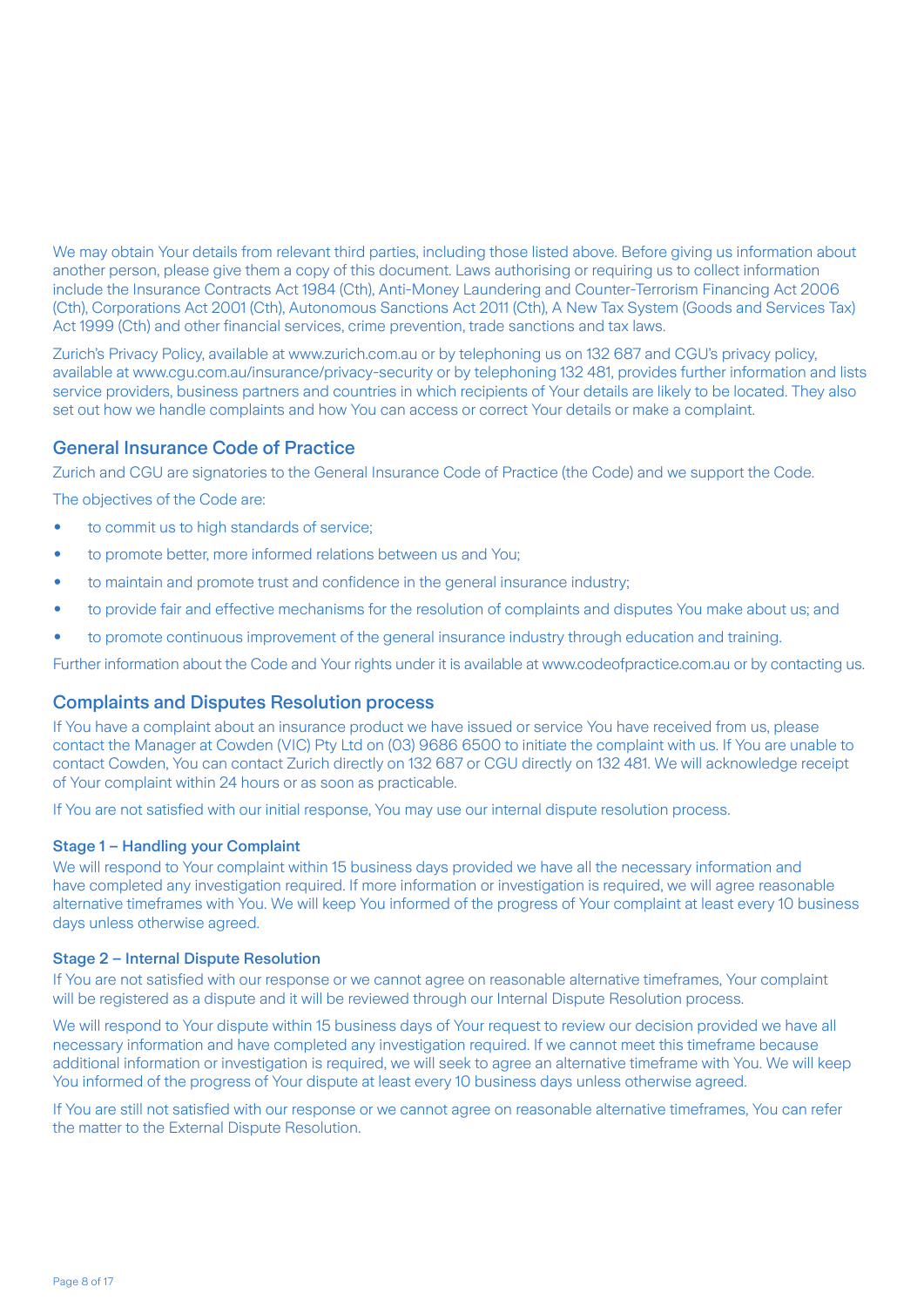We may obtain Your details from relevant third parties, including those listed above. Before giving us information about another person, please give them a copy of this document. Laws authorising or requiring us to collect information include the Insurance Contracts Act 1984 (Cth), Anti-Money Laundering and Counter-Terrorism Financing Act 2006 (Cth), Corporations Act 2001 (Cth), Autonomous Sanctions Act 2011 (Cth), A New Tax System (Goods and Services Tax) Act 1999 (Cth) and other financial services, crime prevention, trade sanctions and tax laws.

Zurich's Privacy Policy, available at www.zurich.com.au or by telephoning us on 132 687 and CGU's privacy policy, available at www.cgu.com.au/insurance/privacy-security or by telephoning 132 481, provides further information and lists service providers, business partners and countries in which recipients of Your details are likely to be located. They also set out how we handle complaints and how You can access or correct Your details or make a complaint.

## General Insurance Code of Practice

Zurich and CGU are signatories to the General Insurance Code of Practice (the Code) and we support the Code.

The objectives of the Code are:

- to commit us to high standards of service;
- to promote better, more informed relations between us and You;
- to maintain and promote trust and confidence in the general insurance industry;
- to provide fair and effective mechanisms for the resolution of complaints and disputes You make about us; and
- to promote continuous improvement of the general insurance industry through education and training.

Further information about the Code and Your rights under it is available at www.codeofpractice.com.au or by contacting us.

## Complaints and Disputes Resolution process

If You have a complaint about an insurance product we have issued or service You have received from us, please contact the Manager at Cowden (VIC) Pty Ltd on (03) 9686 6500 to initiate the complaint with us. If You are unable to contact Cowden, You can contact Zurich directly on 132 687 or CGU directly on 132 481. We will acknowledge receipt of Your complaint within 24 hours or as soon as practicable.

If You are not satisfied with our initial response, You may use our internal dispute resolution process.

### Stage 1 – Handling your Complaint

We will respond to Your complaint within 15 business days provided we have all the necessary information and have completed any investigation required. If more information or investigation is required, we will agree reasonable alternative timeframes with You. We will keep You informed of the progress of Your complaint at least every 10 business days unless otherwise agreed.

### Stage 2 – Internal Dispute Resolution

If You are not satisfied with our response or we cannot agree on reasonable alternative timeframes, Your complaint will be registered as a dispute and it will be reviewed through our Internal Dispute Resolution process.

We will respond to Your dispute within 15 business days of Your request to review our decision provided we have all necessary information and have completed any investigation required. If we cannot meet this timeframe because additional information or investigation is required, we will seek to agree an alternative timeframe with You. We will keep You informed of the progress of Your dispute at least every 10 business days unless otherwise agreed.

If You are still not satisfied with our response or we cannot agree on reasonable alternative timeframes, You can refer the matter to the External Dispute Resolution.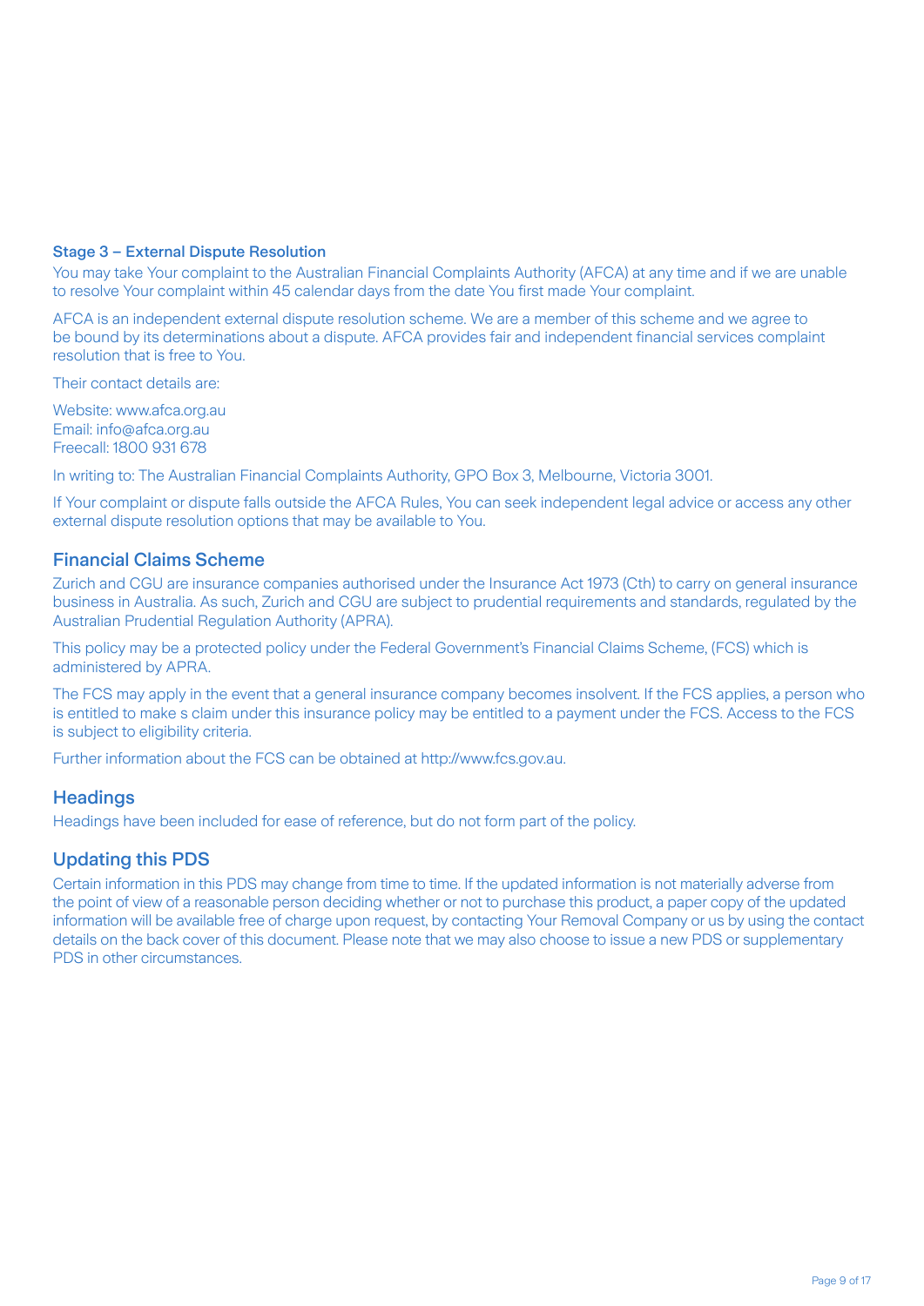### Stage 3 – External Dispute Resolution

You may take Your complaint to the Australian Financial Complaints Authority (AFCA) at any time and if we are unable to resolve Your complaint within 45 calendar days from the date You first made Your complaint.

AFCA is an independent external dispute resolution scheme. We are a member of this scheme and we agree to be bound by its determinations about a dispute. AFCA provides fair and independent financial services complaint resolution that is free to You.

Their contact details are:

Website: www.afca.org.au
Email: info@afca.org.au
Freecall: 1800 931 678

In writing to: The Australian Financial Complaints Authority, GPO Box 3, Melbourne, Victoria 3001.

If Your complaint or dispute falls outside the AFCA Rules, You can seek independent legal advice or access any other external dispute resolution options that may be available to You.

## Financial Claims Scheme

Zurich and CGU are insurance companies authorised under the Insurance Act 1973 (Cth) to carry on general insurance business in Australia. As such, Zurich and CGU are subject to prudential requirements and standards, regulated by the Australian Prudential Regulation Authority (APRA).

This policy may be a protected policy under the Federal Government's Financial Claims Scheme, (FCS) which is administered by APRA.

The FCS may apply in the event that a general insurance company becomes insolvent. If the FCS applies, a person who is entitled to make s claim under this insurance policy may be entitled to a payment under the FCS. Access to the FCS is subject to eligibility criteria.

Further information about the FCS can be obtained at http://www.fcs.gov.au.

## Headings

Headings have been included for ease of reference, but do not form part of the policy.

## Updating this PDS

Certain information in this PDS may change from time to time. If the updated information is not materially adverse from the point of view of a reasonable person deciding whether or not to purchase this product, a paper copy of the updated information will be available free of charge upon request, by contacting Your Removal Company or us by using the contact details on the back cover of this document. Please note that we may also choose to issue a new PDS or supplementary PDS in other circumstances.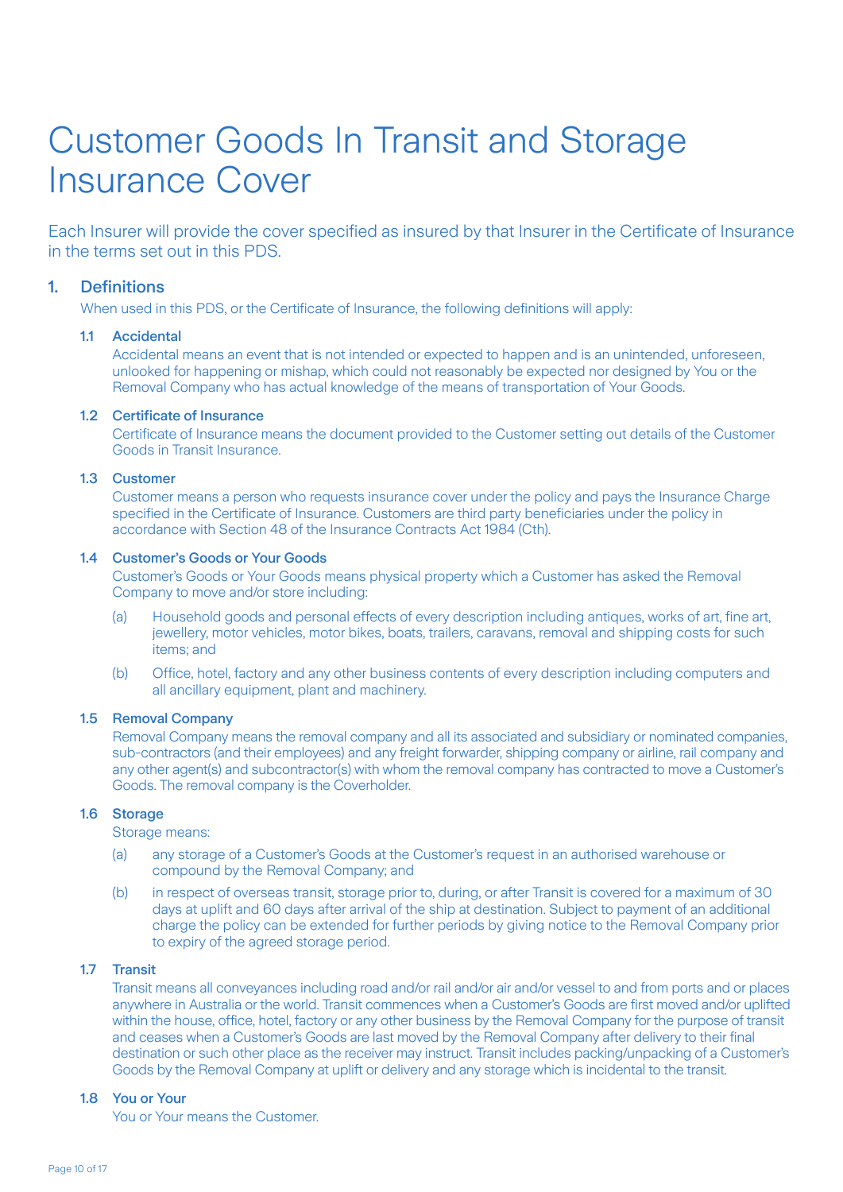# Customer Goods In Transit and Storage Insurance Cover

Each Insurer will provide the cover specified as insured by that Insurer in the Certificate of Insurance in the terms set out in this PDS.

## 1. Definitions

When used in this PDS, or the Certificate of Insurance, the following definitions will apply:

### 1.1 Accidental

Accidental means an event that is not intended or expected to happen and is an unintended, unforeseen, unlooked for happening or mishap, which could not reasonably be expected nor designed by You or the Removal Company who has actual knowledge of the means of transportation of Your Goods.

### 1.2 Certificate of Insurance

Certificate of Insurance means the document provided to the Customer setting out details of the Customer Goods in Transit Insurance.

### 1.3 Customer

Customer means a person who requests insurance cover under the policy and pays the Insurance Charge specified in the Certificate of Insurance. Customers are third party beneficiaries under the policy in accordance with Section 48 of the Insurance Contracts Act 1984 (Cth).

### 1.4 Customer's Goods or Your Goods

Customer's Goods or Your Goods means physical property which a Customer has asked the Removal Company to move and/or store including:

(a) Household goods and personal effects of every description including antiques, works of art, fine art, jewellery, motor vehicles, motor bikes, boats, trailers, caravans, removal and shipping costs for such items; and

(b) Office, hotel, factory and any other business contents of every description including computers and all ancillary equipment, plant and machinery.

### 1.5 Removal Company

Removal Company means the removal company and all its associated and subsidiary or nominated companies, sub-contractors (and their employees) and any freight forwarder, shipping company or airline, rail company and any other agent(s) and subcontractor(s) with whom the removal company has contracted to move a Customer's Goods. The removal company is the Coverholder.

### 1.6 Storage

Storage means:

(a) any storage of a Customer's Goods at the Customer's request in an authorised warehouse or compound by the Removal Company; and

(b) in respect of overseas transit, storage prior to, during, or after Transit is covered for a maximum of 30 days at uplift and 60 days after arrival of the ship at destination. Subject to payment of an additional charge the policy can be extended for further periods by giving notice to the Removal Company prior to expiry of the agreed storage period.

### 1.7 Transit

Transit means all conveyances including road and/or rail and/or air and/or vessel to and from ports and or places anywhere in Australia or the world. Transit commences when a Customer's Goods are first moved and/or uplifted within the house, office, hotel, factory or any other business by the Removal Company for the purpose of transit and ceases when a Customer's Goods are last moved by the Removal Company after delivery to their final destination or such other place as the receiver may instruct. Transit includes packing/unpacking of a Customer's Goods by the Removal Company at uplift or delivery and any storage which is incidental to the transit.

### 1.8 You or Your

You or Your means the Customer.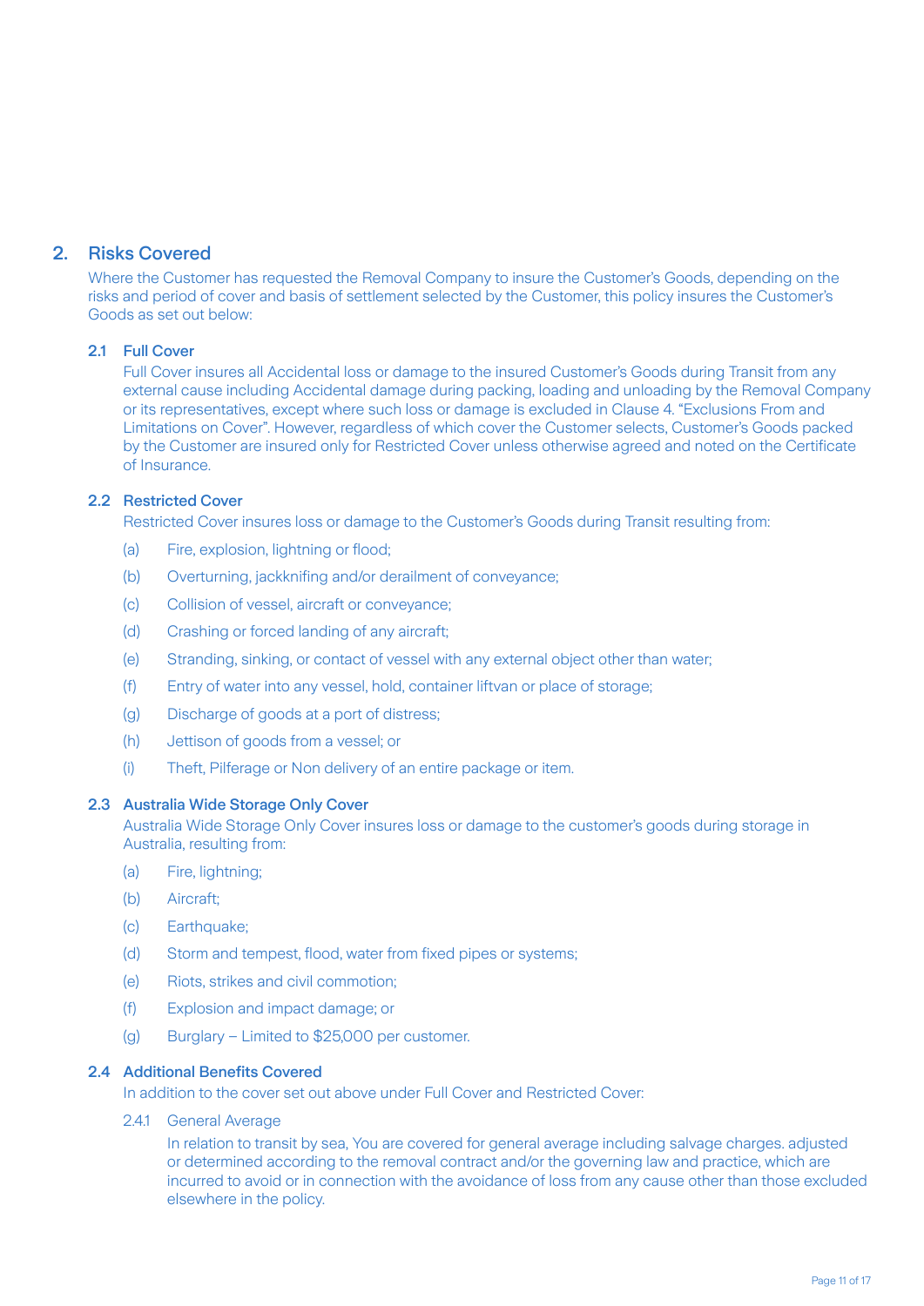## 2. Risks Covered

Where the Customer has requested the Removal Company to insure the Customer's Goods, depending on the risks and period of cover and basis of settlement selected by the Customer, this policy insures the Customer's Goods as set out below:

### 2.1 Full Cover

Full Cover insures all Accidental loss or damage to the insured Customer's Goods during Transit from any external cause including Accidental damage during packing, loading and unloading by the Removal Company or its representatives, except where such loss or damage is excluded in Clause 4. "Exclusions From and Limitations on Cover". However, regardless of which cover the Customer selects, Customer's Goods packed by the Customer are insured only for Restricted Cover unless otherwise agreed and noted on the Certificate of Insurance.

### 2.2 Restricted Cover

Restricted Cover insures loss or damage to the Customer's Goods during Transit resulting from:

(a) Fire, explosion, lightning or flood;

(b) Overturning, jackknifing and/or derailment of conveyance;

(c) Collision of vessel, aircraft or conveyance;

(d) Crashing or forced landing of any aircraft;

(e) Stranding, sinking, or contact of vessel with any external object other than water;

(f) Entry of water into any vessel, hold, container liftvan or place of storage;

(g) Discharge of goods at a port of distress;

(h) Jettison of goods from a vessel; or

(i) Theft, Pilferage or Non delivery of an entire package or item.

### 2.3 Australia Wide Storage Only Cover

Australia Wide Storage Only Cover insures loss or damage to the customer's goods during storage in Australia, resulting from:

(a) Fire, lightning;

(b) Aircraft;

(c) Earthquake;

(d) Storm and tempest, flood, water from fixed pipes or systems;

(e) Riots, strikes and civil commotion;

(f) Explosion and impact damage; or

(g) Burglary – Limited to $25,000 per customer.

### 2.4 Additional Benefits Covered

In addition to the cover set out above under Full Cover and Restricted Cover:

#### 2.4.1 General Average

In relation to transit by sea, You are covered for general average including salvage charges. adjusted or determined according to the removal contract and/or the governing law and practice, which are incurred to avoid or in connection with the avoidance of loss from any cause other than those excluded elsewhere in the policy.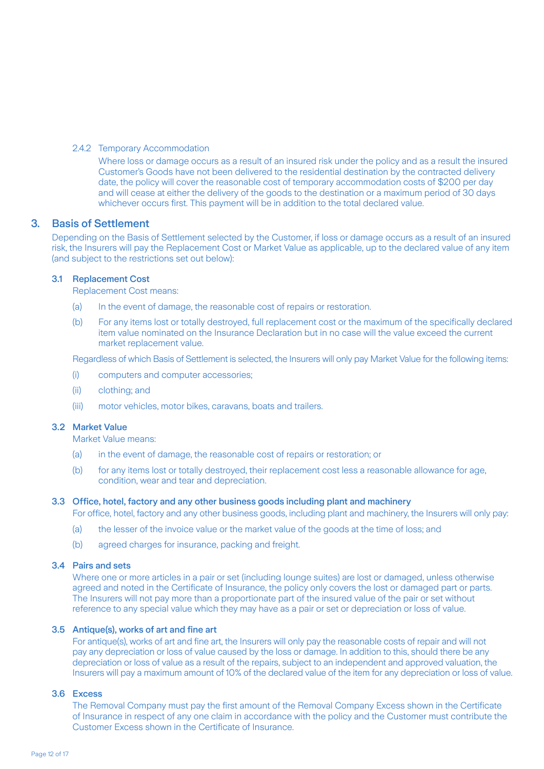#### 2.4.2 Temporary Accommodation

Where loss or damage occurs as a result of an insured risk under the policy and as a result the insured Customer's Goods have not been delivered to the residential destination by the contracted delivery date, the policy will cover the reasonable cost of temporary accommodation costs of $200 per day and will cease at either the delivery of the goods to the destination or a maximum period of 30 days whichever occurs first. This payment will be in addition to the total declared value.

## 3. Basis of Settlement

Depending on the Basis of Settlement selected by the Customer, if loss or damage occurs as a result of an insured risk, the Insurers will pay the Replacement Cost or Market Value as applicable, up to the declared value of any item (and subject to the restrictions set out below):

### 3.1 Replacement Cost

Replacement Cost means:

(a) In the event of damage, the reasonable cost of repairs or restoration.

(b) For any items lost or totally destroyed, full replacement cost or the maximum of the specifically declared item value nominated on the Insurance Declaration but in no case will the value exceed the current market replacement value.

Regardless of which Basis of Settlement is selected, the Insurers will only pay Market Value for the following items:

(i) computers and computer accessories;

(ii) clothing; and

(iii) motor vehicles, motor bikes, caravans, boats and trailers.

### 3.2 Market Value

Market Value means:

(a) in the event of damage, the reasonable cost of repairs or restoration; or

(b) for any items lost or totally destroyed, their replacement cost less a reasonable allowance for age, condition, wear and tear and depreciation.

### 3.3 Office, hotel, factory and any other business goods including plant and machinery

For office, hotel, factory and any other business goods, including plant and machinery, the Insurers will only pay:

(a) the lesser of the invoice value or the market value of the goods at the time of loss; and

(b) agreed charges for insurance, packing and freight.

### 3.4 Pairs and sets

Where one or more articles in a pair or set (including lounge suites) are lost or damaged, unless otherwise agreed and noted in the Certificate of Insurance, the policy only covers the lost or damaged part or parts. The Insurers will not pay more than a proportionate part of the insured value of the pair or set without reference to any special value which they may have as a pair or set or depreciation or loss of value.

### 3.5 Antique(s), works of art and fine art

For antique(s), works of art and fine art, the Insurers will only pay the reasonable costs of repair and will not pay any depreciation or loss of value caused by the loss or damage. In addition to this, should there be any depreciation or loss of value as a result of the repairs, subject to an independent and approved valuation, the Insurers will pay a maximum amount of 10% of the declared value of the item for any depreciation or loss of value.

### 3.6 Excess

The Removal Company must pay the first amount of the Removal Company Excess shown in the Certificate of Insurance in respect of any one claim in accordance with the policy and the Customer must contribute the Customer Excess shown in the Certificate of Insurance.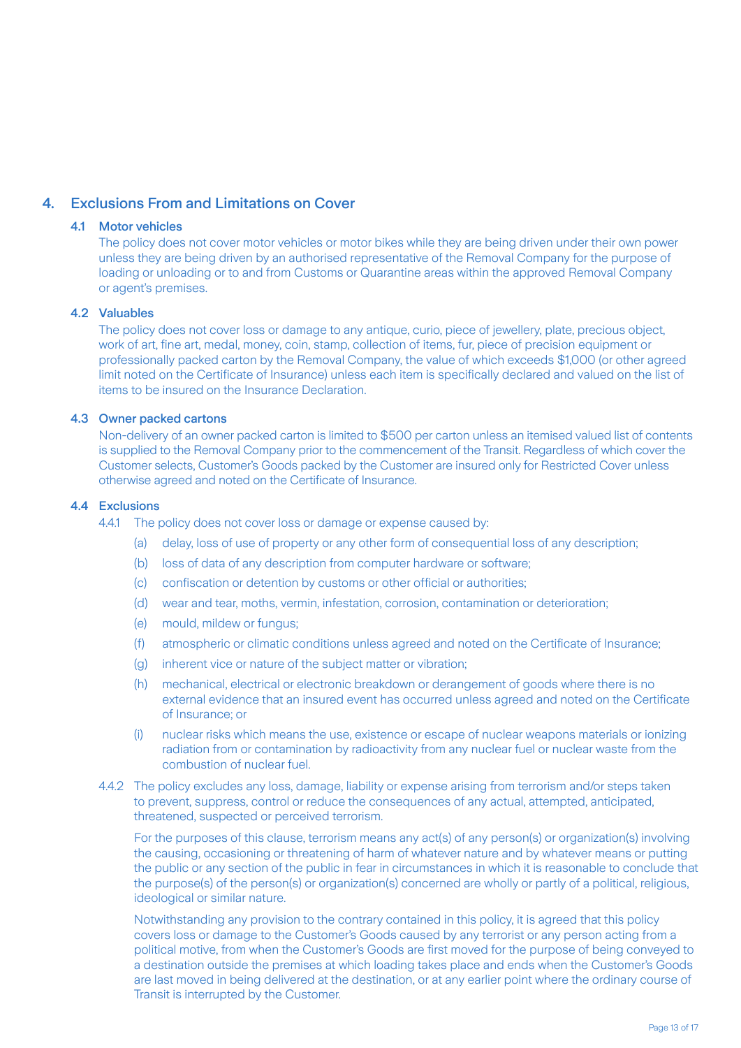## 4. Exclusions From and Limitations on Cover

### 4.1 Motor vehicles

The policy does not cover motor vehicles or motor bikes while they are being driven under their own power unless they are being driven by an authorised representative of the Removal Company for the purpose of loading or unloading or to and from Customs or Quarantine areas within the approved Removal Company or agent's premises.

### 4.2 Valuables

The policy does not cover loss or damage to any antique, curio, piece of jewellery, plate, precious object, work of art, fine art, medal, money, coin, stamp, collection of items, fur, piece of precision equipment or professionally packed carton by the Removal Company, the value of which exceeds $1,000 (or other agreed limit noted on the Certificate of Insurance) unless each item is specifically declared and valued on the list of items to be insured on the Insurance Declaration.

### 4.3 Owner packed cartons

Non-delivery of an owner packed carton is limited to $500 per carton unless an itemised valued list of contents is supplied to the Removal Company prior to the commencement of the Transit. Regardless of which cover the Customer selects, Customer's Goods packed by the Customer are insured only for Restricted Cover unless otherwise agreed and noted on the Certificate of Insurance.

### 4.4 Exclusions

4.4.1 The policy does not cover loss or damage or expense caused by:

(a) delay, loss of use of property or any other form of consequential loss of any description;

(b) loss of data of any description from computer hardware or software;

(c) confiscation or detention by customs or other official or authorities;

(d) wear and tear, moths, vermin, infestation, corrosion, contamination or deterioration;

(e) mould, mildew or fungus;

(f) atmospheric or climatic conditions unless agreed and noted on the Certificate of Insurance;

(g) inherent vice or nature of the subject matter or vibration;

(h) mechanical, electrical or electronic breakdown or derangement of goods where there is no external evidence that an insured event has occurred unless agreed and noted on the Certificate of Insurance; or

(i) nuclear risks which means the use, existence or escape of nuclear weapons materials or ionizing radiation from or contamination by radioactivity from any nuclear fuel or nuclear waste from the combustion of nuclear fuel.

4.4.2 The policy excludes any loss, damage, liability or expense arising from terrorism and/or steps taken to prevent, suppress, control or reduce the consequences of any actual, attempted, anticipated, threatened, suspected or perceived terrorism.

For the purposes of this clause, terrorism means any act(s) of any person(s) or organization(s) involving the causing, occasioning or threatening of harm of whatever nature and by whatever means or putting the public or any section of the public in fear in circumstances in which it is reasonable to conclude that the purpose(s) of the person(s) or organization(s) concerned are wholly or partly of a political, religious, ideological or similar nature.

Notwithstanding any provision to the contrary contained in this policy, it is agreed that this policy covers loss or damage to the Customer's Goods caused by any terrorist or any person acting from a political motive, from when the Customer's Goods are first moved for the purpose of being conveyed to a destination outside the premises at which loading takes place and ends when the Customer's Goods are last moved in being delivered at the destination, or at any earlier point where the ordinary course of Transit is interrupted by the Customer.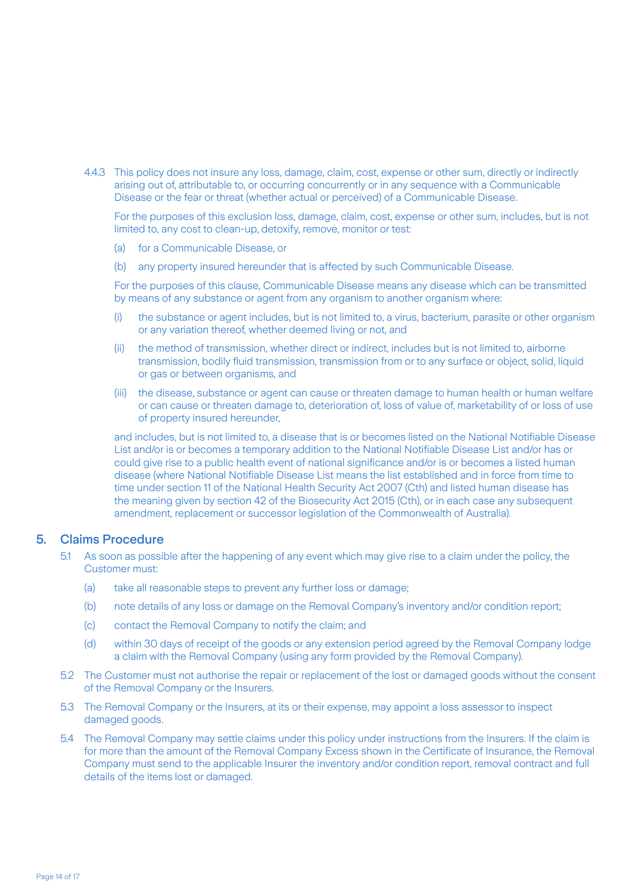4.4.3 This policy does not insure any loss, damage, claim, cost, expense or other sum, directly or indirectly arising out of, attributable to, or occurring concurrently or in any sequence with a Communicable Disease or the fear or threat (whether actual or perceived) of a Communicable Disease.

For the purposes of this exclusion loss, damage, claim, cost, expense or other sum, includes, but is not limited to, any cost to clean-up, detoxify, remove, monitor or test:

(a) for a Communicable Disease, or

(b) any property insured hereunder that is affected by such Communicable Disease.

For the purposes of this clause, Communicable Disease means any disease which can be transmitted by means of any substance or agent from any organism to another organism where:

(i) the substance or agent includes, but is not limited to, a virus, bacterium, parasite or other organism or any variation thereof, whether deemed living or not, and

(ii) the method of transmission, whether direct or indirect, includes but is not limited to, airborne transmission, bodily fluid transmission, transmission from or to any surface or object, solid, liquid or gas or between organisms, and

(iii) the disease, substance or agent can cause or threaten damage to human health or human welfare or can cause or threaten damage to, deterioration of, loss of value of, marketability of or loss of use of property insured hereunder,

and includes, but is not limited to, a disease that is or becomes listed on the National Notifiable Disease List and/or is or becomes a temporary addition to the National Notifiable Disease List and/or has or could give rise to a public health event of national significance and/or is or becomes a listed human disease (where National Notifiable Disease List means the list established and in force from time to time under section 11 of the National Health Security Act 2007 (Cth) and listed human disease has the meaning given by section 42 of the Biosecurity Act 2015 (Cth), or in each case any subsequent amendment, replacement or successor legislation of the Commonwealth of Australia).

## 5. Claims Procedure

5.1 As soon as possible after the happening of any event which may give rise to a claim under the policy, the Customer must:

(a) take all reasonable steps to prevent any further loss or damage;

(b) note details of any loss or damage on the Removal Company's inventory and/or condition report;

(c) contact the Removal Company to notify the claim; and

(d) within 30 days of receipt of the goods or any extension period agreed by the Removal Company lodge a claim with the Removal Company (using any form provided by the Removal Company).

5.2 The Customer must not authorise the repair or replacement of the lost or damaged goods without the consent of the Removal Company or the Insurers.

5.3 The Removal Company or the Insurers, at its or their expense, may appoint a loss assessor to inspect damaged goods.

5.4 The Removal Company may settle claims under this policy under instructions from the Insurers. If the claim is for more than the amount of the Removal Company Excess shown in the Certificate of Insurance, the Removal Company must send to the applicable Insurer the inventory and/or condition report, removal contract and full details of the items lost or damaged.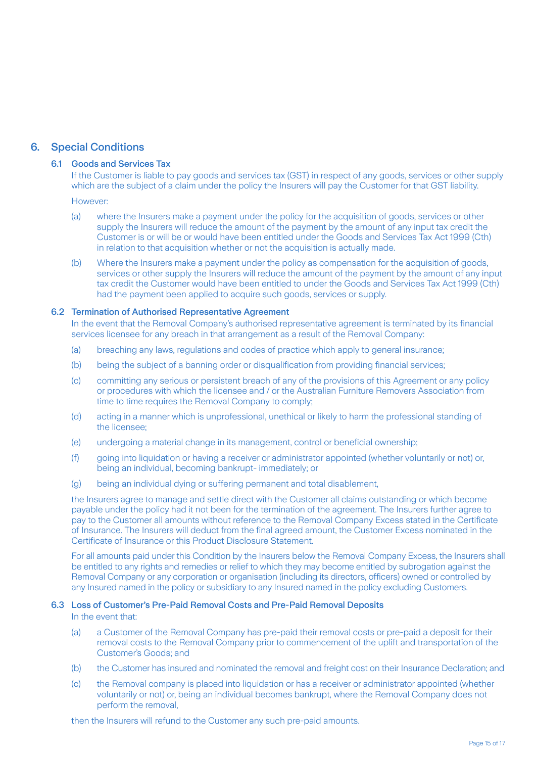## 6. Special Conditions

### 6.1 Goods and Services Tax

If the Customer is liable to pay goods and services tax (GST) in respect of any goods, services or other supply which are the subject of a claim under the policy the Insurers will pay the Customer for that GST liability.

However:

(a) where the Insurers make a payment under the policy for the acquisition of goods, services or other supply the Insurers will reduce the amount of the payment by the amount of any input tax credit the Customer is or will be or would have been entitled under the Goods and Services Tax Act 1999 (Cth) in relation to that acquisition whether or not the acquisition is actually made.

(b) Where the Insurers make a payment under the policy as compensation for the acquisition of goods, services or other supply the Insurers will reduce the amount of the payment by the amount of any input tax credit the Customer would have been entitled to under the Goods and Services Tax Act 1999 (Cth) had the payment been applied to acquire such goods, services or supply.

### 6.2 Termination of Authorised Representative Agreement

In the event that the Removal Company's authorised representative agreement is terminated by its financial services licensee for any breach in that arrangement as a result of the Removal Company:

(a) breaching any laws, regulations and codes of practice which apply to general insurance;

(b) being the subject of a banning order or disqualification from providing financial services;

(c) committing any serious or persistent breach of any of the provisions of this Agreement or any policy or procedures with which the licensee and / or the Australian Furniture Removers Association from time to time requires the Removal Company to comply;

(d) acting in a manner which is unprofessional, unethical or likely to harm the professional standing of the licensee;

(e) undergoing a material change in its management, control or beneficial ownership;

(f) going into liquidation or having a receiver or administrator appointed (whether voluntarily or not) or, being an individual, becoming bankrupt- immediately; or

(g) being an individual dying or suffering permanent and total disablement,

the Insurers agree to manage and settle direct with the Customer all claims outstanding or which become payable under the policy had it not been for the termination of the agreement. The Insurers further agree to pay to the Customer all amounts without reference to the Removal Company Excess stated in the Certificate of Insurance. The Insurers will deduct from the final agreed amount, the Customer Excess nominated in the Certificate of Insurance or this Product Disclosure Statement.

For all amounts paid under this Condition by the Insurers below the Removal Company Excess, the Insurers shall be entitled to any rights and remedies or relief to which they may become entitled by subrogation against the Removal Company or any corporation or organisation (including its directors, officers) owned or controlled by any Insured named in the policy or subsidiary to any Insured named in the policy excluding Customers.

### 6.3 Loss of Customer's Pre-Paid Removal Costs and Pre-Paid Removal Deposits

In the event that:

(a) a Customer of the Removal Company has pre-paid their removal costs or pre-paid a deposit for their removal costs to the Removal Company prior to commencement of the uplift and transportation of the Customer's Goods; and

(b) the Customer has insured and nominated the removal and freight cost on their Insurance Declaration; and

(c) the Removal Company is placed into liquidation or has a receiver or administrator appointed (whether voluntarily or not) or, being an individual becomes bankrupt, where the Removal Company does not perform the removal,

then the Insurers will refund to the Customer any such pre-paid amounts.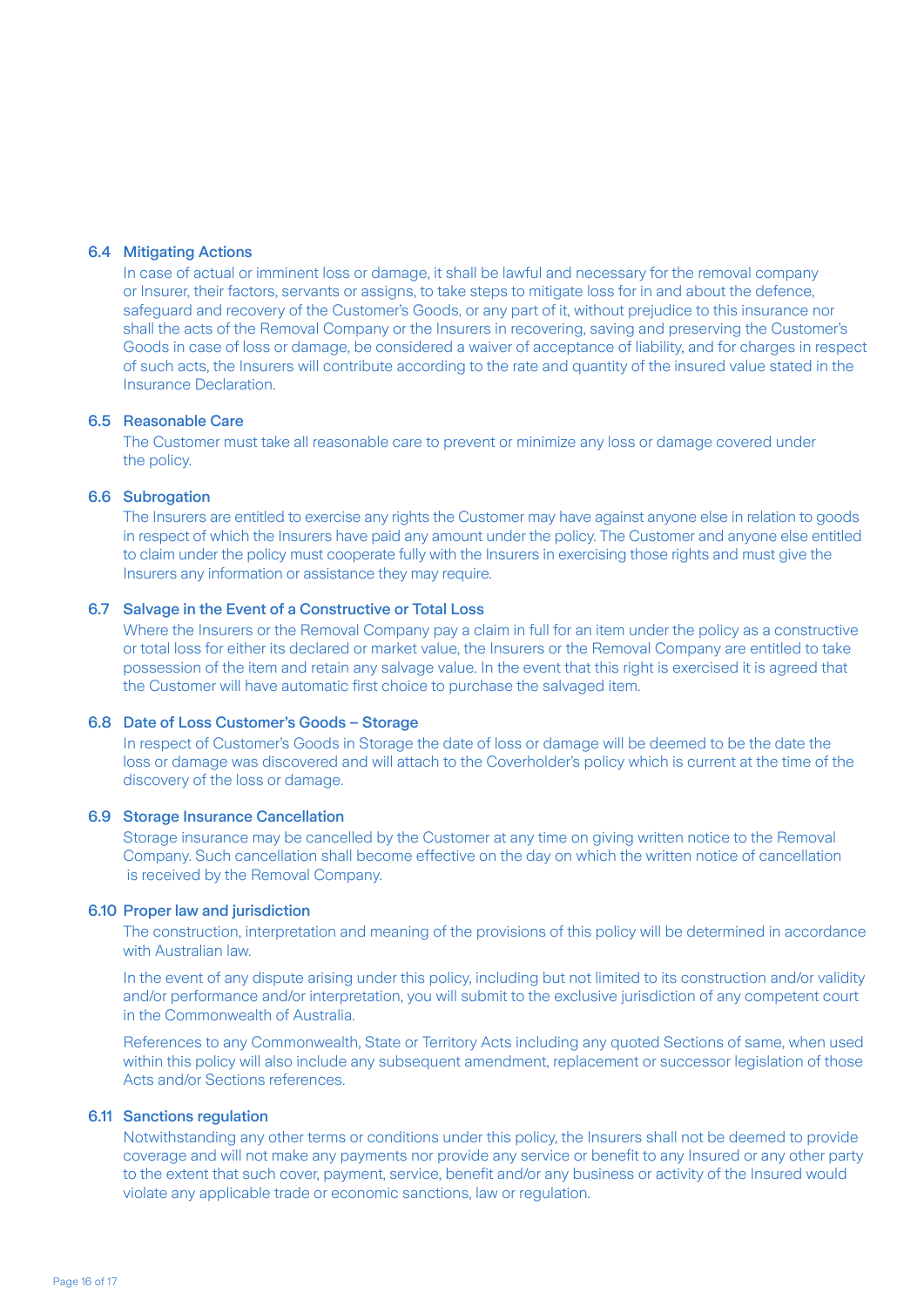### 6.4 Mitigating Actions

In case of actual or imminent loss or damage, it shall be lawful and necessary for the removal company or Insurer, their factors, servants or assigns, to take steps to mitigate loss for in and about the defence, safeguard and recovery of the Customer's Goods, or any part of it, without prejudice to this insurance nor shall the acts of the Removal Company or the Insurers in recovering, saving and preserving the Customer's Goods in case of loss or damage, be considered a waiver of acceptance of liability, and for charges in respect of such acts, the Insurers will contribute according to the rate and quantity of the insured value stated in the Insurance Declaration.

### 6.5 Reasonable Care

The Customer must take all reasonable care to prevent or minimize any loss or damage covered under the policy.

### 6.6 Subrogation

The Insurers are entitled to exercise any rights the Customer may have against anyone else in relation to goods in respect of which the Insurers have paid any amount under the policy. The Customer and anyone else entitled to claim under the policy must cooperate fully with the Insurers in exercising those rights and must give the Insurers any information or assistance they may require.

### 6.7 Salvage in the Event of a Constructive or Total Loss

Where the Insurers or the Removal Company pay a claim in full for an item under the policy as a constructive or total loss for either its declared or market value, the Insurers or the Removal Company are entitled to take possession of the item and retain any salvage value. In the event that this right is exercised it is agreed that the Customer will have automatic first choice to purchase the salvaged item.

### 6.8 Date of Loss Customer's Goods – Storage

In respect of Customer's Goods in Storage the date of loss or damage will be deemed to be the date the loss or damage was discovered and will attach to the Coverholder's policy which is current at the time of the discovery of the loss or damage.

### 6.9 Storage Insurance Cancellation

Storage insurance may be cancelled by the Customer at any time on giving written notice to the Removal Company. Such cancellation shall become effective on the day on which the written notice of cancellation is received by the Removal Company.

### 6.10 Proper law and jurisdiction

The construction, interpretation and meaning of the provisions of this policy will be determined in accordance with Australian law.

In the event of any dispute arising under this policy, including but not limited to its construction and/or validity and/or performance and/or interpretation, you will submit to the exclusive jurisdiction of any competent court in the Commonwealth of Australia.

References to any Commonwealth, State or Territory Acts including any quoted Sections of same, when used within this policy will also include any subsequent amendment, replacement or successor legislation of those Acts and/or Sections references.

### 6.11 Sanctions regulation

Notwithstanding any other terms or conditions under this policy, the Insurers shall not be deemed to provide coverage and will not make any payments nor provide any service or benefit to any Insured or any other party to the extent that such cover, payment, service, benefit and/or any business or activity of the Insured would violate any applicable trade or economic sanctions, law or regulation.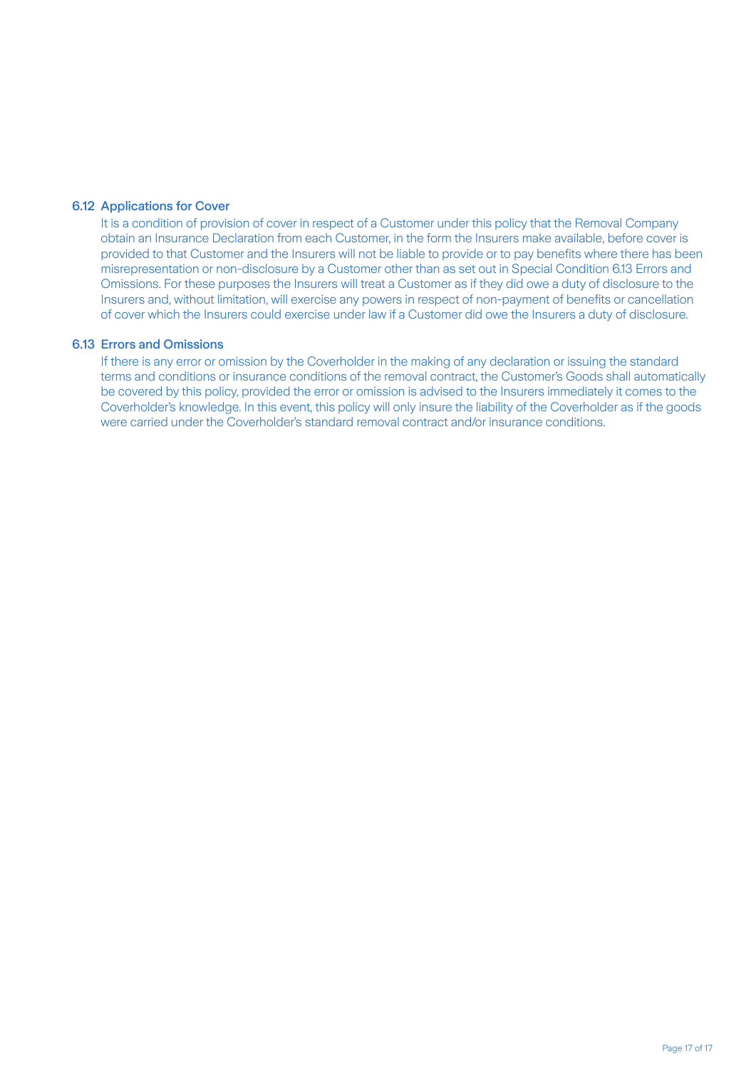### 6.12 Applications for Cover

It is a condition of provision of cover in respect of a Customer under this policy that the Removal Company obtain an Insurance Declaration from each Customer, in the form the Insurers make available, before cover is provided to that Customer and the Insurers will not be liable to provide or to pay benefits where there has been misrepresentation or non-disclosure by a Customer other than as set out in Special Condition 6.13 Errors and Omissions. For these purposes the Insurers will treat a Customer as if they did owe a duty of disclosure to the Insurers and, without limitation, will exercise any powers in respect of non-payment of benefits or cancellation of cover which the Insurers could exercise under law if a Customer did owe the Insurers a duty of disclosure.

### 6.13 Errors and Omissions

If there is any error or omission by the Coverholder in the making of any declaration or issuing the standard terms and conditions or insurance conditions of the removal contract, the Customer's Goods shall automatically be covered by this policy, provided the error or omission is advised to the Insurers immediately it comes to the Coverholder's knowledge. In this event, this policy will only insure the liability of the Coverholder as if the goods were carried under the Coverholder's standard removal contract and/or insurance conditions.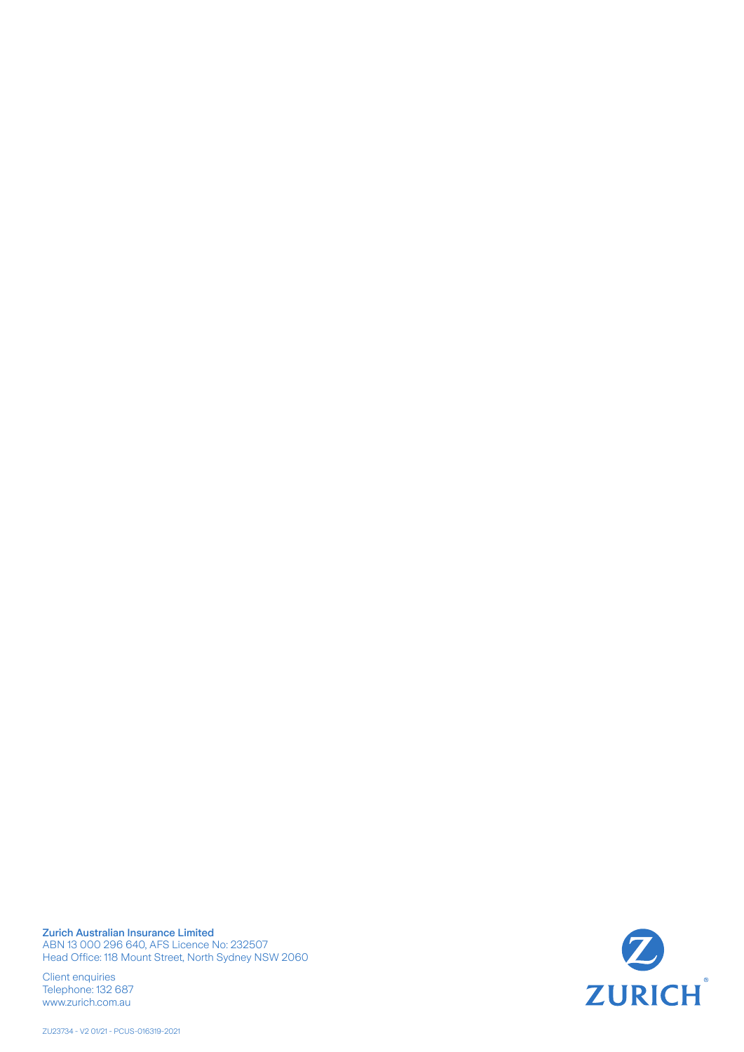**Zurich Australian Insurance Limited**
ABN 13 000 296 640, AFS Licence No: 232507
Head Office: 118 Mount Street, North Sydney NSW 2060

Client enquiries
Telephone: 132 687
www.zurich.com.au

ZURICH®

ZU23734 - V2 01/21 - PCUS-016319-2021